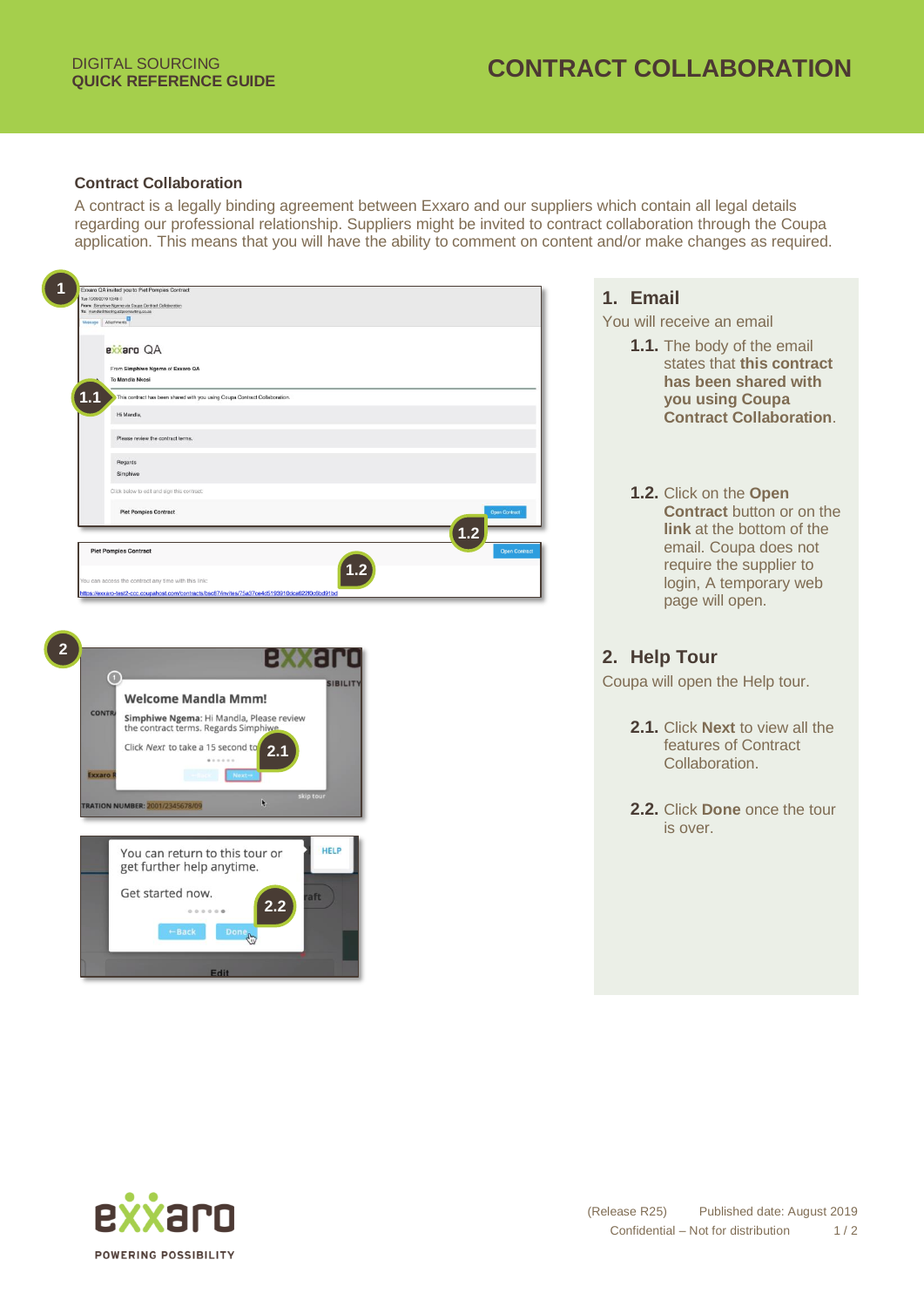DIGITAL SOURCING
**QUICK REFERENCE GUIDE**

# CONTRACT COLLABORATION

**Contract Collaboration**

A contract is a legally binding agreement between Exxaro and our suppliers which contain all legal details regarding our professional relationship. Suppliers might be invited to contract collaboration through the Coupa application. This means that you will have the ability to comment on content and/or make changes as required.

## 1. Email

You will receive an email

**1.1.** The body of the email states that **this contract has been shared with you using Coupa Contract Collaboration**.

**1.2.** Click on the **Open Contract** button or on the **link** at the bottom of the email. Coupa does not require the supplier to login, A temporary web page will open.

## 2. Help Tour

Coupa will open the Help tour.

**2.1.** Click **Next** to view all the features of Contract Collaboration.

**2.2.** Click **Done** once the tour is over.

(Release R25) Published date: August 2019
Confidential – Not for distribution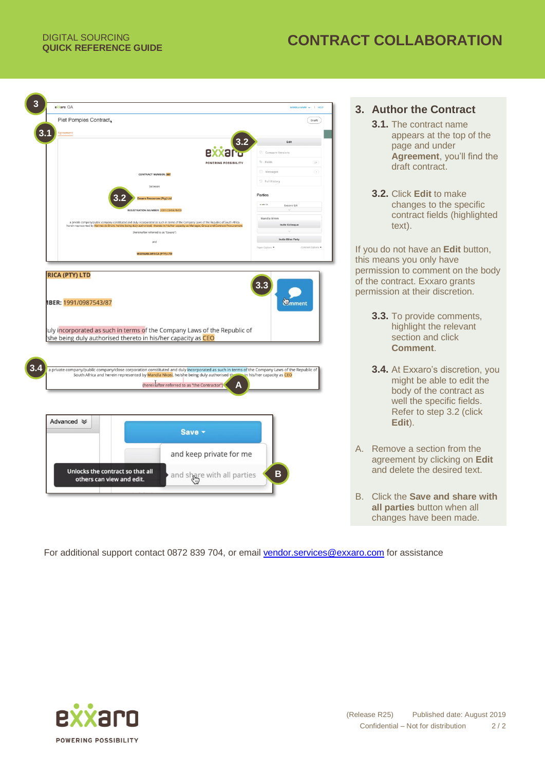# CONTRACT COLLABORATION

DIGITAL SOURCING
**QUICK REFERENCE GUIDE**

## 3. Author the Contract

**3.1.** The contract name appears at the top of the page and under **Agreement**, you'll find the draft contract.

**3.2.** Click **Edit** to make changes to the specific contract fields (highlighted text).

If you do not have an **Edit** button, this means you only have permission to comment on the body of the contract. Exxaro grants permission at their discretion.

**3.3.** To provide comments, highlight the relevant section and click **Comment**.

**3.4.** At Exxaro's discretion, you might be able to edit the body of the contract as well the specific fields. Refer to step 3.2 (click **Edit**).

A. Remove a section from the agreement by clicking on **Edit** and delete the desired text.

B. Click the **Save and share with all parties** button when all changes have been made.

For additional support contact 0872 839 704, or email vendor.services@exxaro.com for assistance

(Release R25) Published date: August 2019
Confidential – Not for distribution